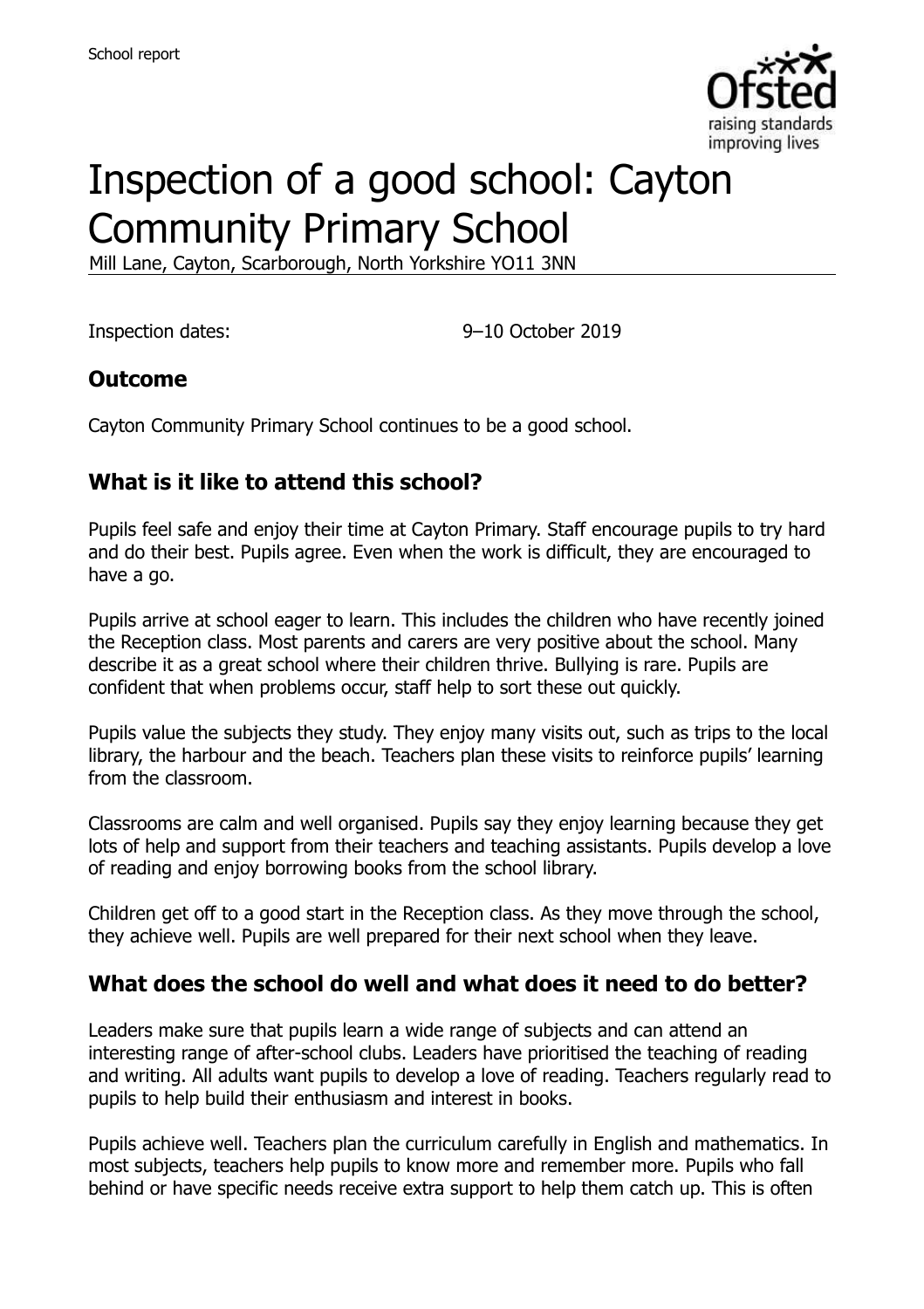School report

# Inspection of a good school: Cayton Community Primary School

Mill Lane, Cayton, Scarborough, North Yorkshire YO11 3NN

Inspection dates: 9–10 October 2019

## Outcome

Cayton Community Primary School continues to be a good school.

## What is it like to attend this school?

Pupils feel safe and enjoy their time at Cayton Primary. Staff encourage pupils to try hard and do their best. Pupils agree. Even when the work is difficult, they are encouraged to have a go.

Pupils arrive at school eager to learn. This includes the children who have recently joined the Reception class. Most parents and carers are very positive about the school. Many describe it as a great school where their children thrive. Bullying is rare. Pupils are confident that when problems occur, staff help to sort these out quickly.

Pupils value the subjects they study. They enjoy many visits out, such as trips to the local library, the harbour and the beach. Teachers plan these visits to reinforce pupils' learning from the classroom.

Classrooms are calm and well organised. Pupils say they enjoy learning because they get lots of help and support from their teachers and teaching assistants. Pupils develop a love of reading and enjoy borrowing books from the school library.

Children get off to a good start in the Reception class. As they move through the school, they achieve well. Pupils are well prepared for their next school when they leave.

## What does the school do well and what does it need to do better?

Leaders make sure that pupils learn a wide range of subjects and can attend an interesting range of after-school clubs. Leaders have prioritised the teaching of reading and writing. All adults want pupils to develop a love of reading. Teachers regularly read to pupils to help build their enthusiasm and interest in books.

Pupils achieve well. Teachers plan the curriculum carefully in English and mathematics. In most subjects, teachers help pupils to know more and remember more. Pupils who fall behind or have specific needs receive extra support to help them catch up. This is often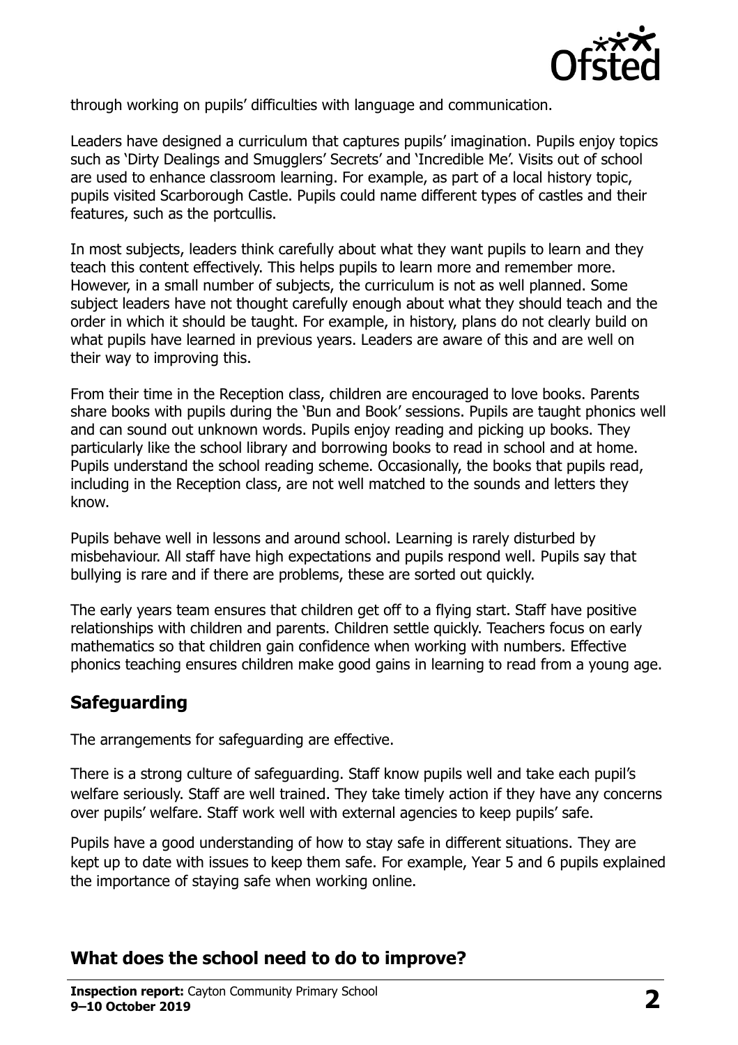through working on pupils' difficulties with language and communication.

Leaders have designed a curriculum that captures pupils' imagination. Pupils enjoy topics such as 'Dirty Dealings and Smugglers' Secrets' and 'Incredible Me'. Visits out of school are used to enhance classroom learning. For example, as part of a local history topic, pupils visited Scarborough Castle. Pupils could name different types of castles and their features, such as the portcullis.

In most subjects, leaders think carefully about what they want pupils to learn and they teach this content effectively. This helps pupils to learn more and remember more. However, in a small number of subjects, the curriculum is not as well planned. Some subject leaders have not thought carefully enough about what they should teach and the order in which it should be taught. For example, in history, plans do not clearly build on what pupils have learned in previous years. Leaders are aware of this and are well on their way to improving this.

From their time in the Reception class, children are encouraged to love books. Parents share books with pupils during the 'Bun and Book' sessions. Pupils are taught phonics well and can sound out unknown words. Pupils enjoy reading and picking up books. They particularly like the school library and borrowing books to read in school and at home. Pupils understand the school reading scheme. Occasionally, the books that pupils read, including in the Reception class, are not well matched to the sounds and letters they know.

Pupils behave well in lessons and around school. Learning is rarely disturbed by misbehaviour. All staff have high expectations and pupils respond well. Pupils say that bullying is rare and if there are problems, these are sorted out quickly.

The early years team ensures that children get off to a flying start. Staff have positive relationships with children and parents. Children settle quickly. Teachers focus on early mathematics so that children gain confidence when working with numbers. Effective phonics teaching ensures children make good gains in learning to read from a young age.

## Safeguarding

The arrangements for safeguarding are effective.

There is a strong culture of safeguarding. Staff know pupils well and take each pupil's welfare seriously. Staff are well trained. They take timely action if they have any concerns over pupils' welfare. Staff work well with external agencies to keep pupils' safe.

Pupils have a good understanding of how to stay safe in different situations. They are kept up to date with issues to keep them safe. For example, Year 5 and 6 pupils explained the importance of staying safe when working online.

## What does the school need to do to improve?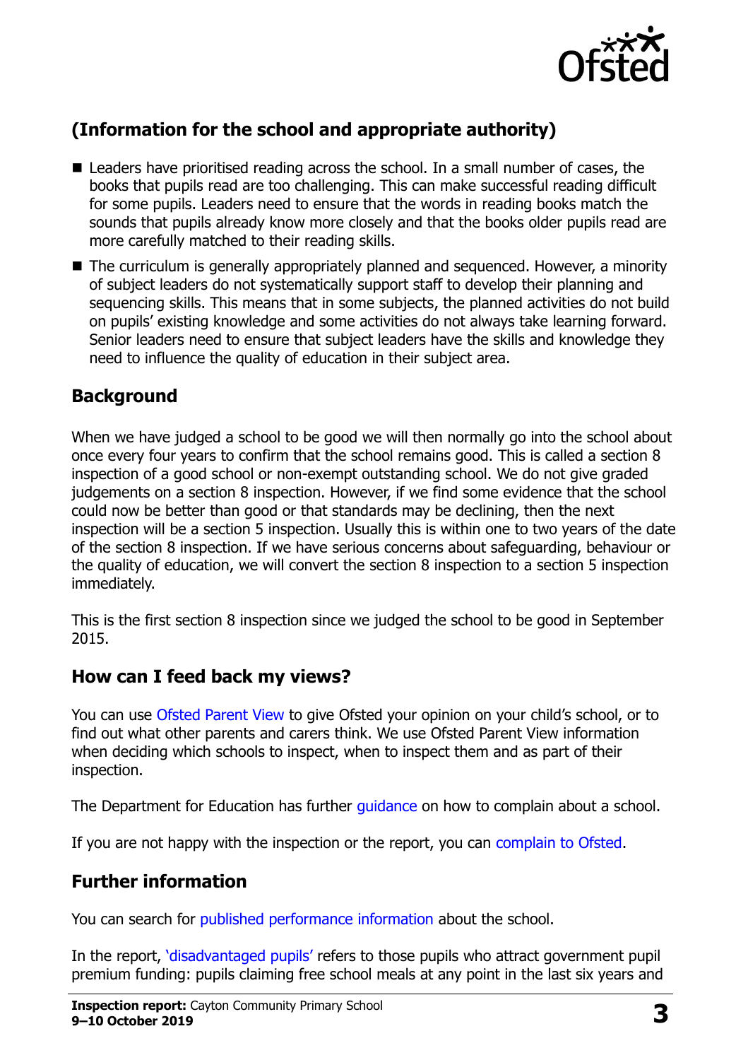## (Information for the school and appropriate authority)

- Leaders have prioritised reading across the school. In a small number of cases, the books that pupils read are too challenging. This can make successful reading difficult for some pupils. Leaders need to ensure that the words in reading books match the sounds that pupils already know more closely and that the books older pupils read are more carefully matched to their reading skills.
- The curriculum is generally appropriately planned and sequenced. However, a minority of subject leaders do not systematically support staff to develop their planning and sequencing skills. This means that in some subjects, the planned activities do not build on pupils' existing knowledge and some activities do not always take learning forward. Senior leaders need to ensure that subject leaders have the skills and knowledge they need to influence the quality of education in their subject area.

### Background

When we have judged a school to be good we will then normally go into the school about once every four years to confirm that the school remains good. This is called a section 8 inspection of a good school or non-exempt outstanding school. We do not give graded judgements on a section 8 inspection. However, if we find some evidence that the school could now be better than good or that standards may be declining, then the next inspection will be a section 5 inspection. Usually this is within one to two years of the date of the section 8 inspection. If we have serious concerns about safeguarding, behaviour or the quality of education, we will convert the section 8 inspection to a section 5 inspection immediately.

This is the first section 8 inspection since we judged the school to be good in September 2015.

### How can I feed back my views?

You can use Ofsted Parent View to give Ofsted your opinion on your child's school, or to find out what other parents and carers think. We use Ofsted Parent View information when deciding which schools to inspect, when to inspect them and as part of their inspection.

The Department for Education has further guidance on how to complain about a school.

If you are not happy with the inspection or the report, you can complain to Ofsted.

### Further information

You can search for published performance information about the school.

In the report, 'disadvantaged pupils' refers to those pupils who attract government pupil premium funding: pupils claiming free school meals at any point in the last six years and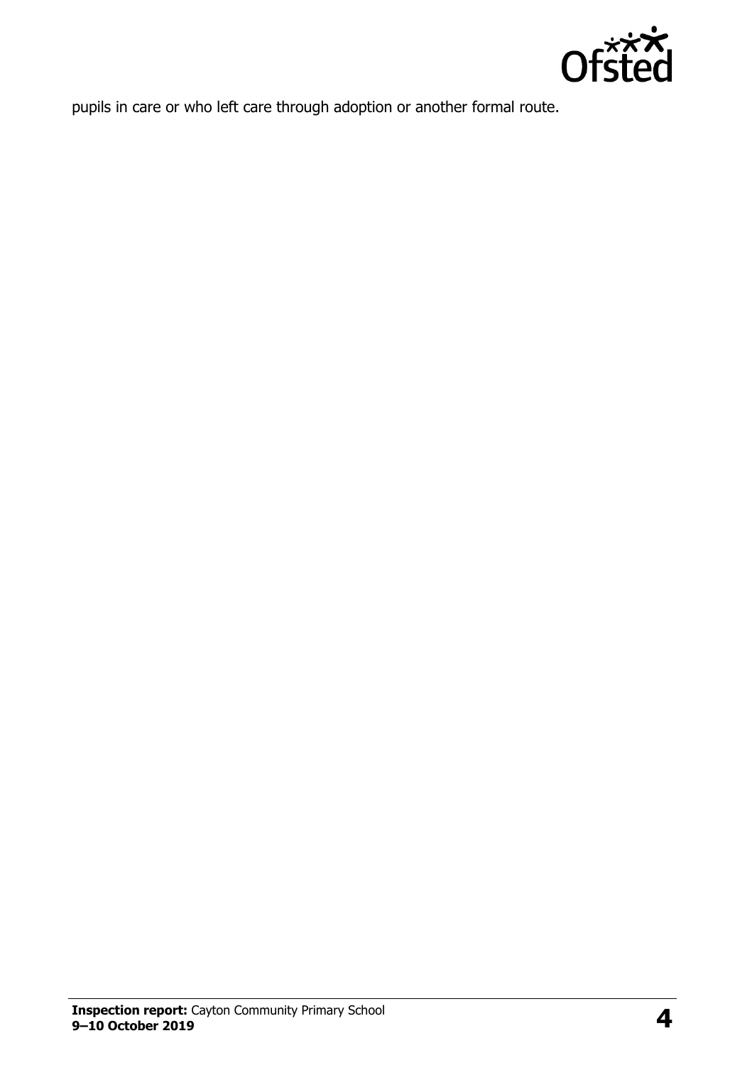pupils in care or who left care through adoption or another formal route.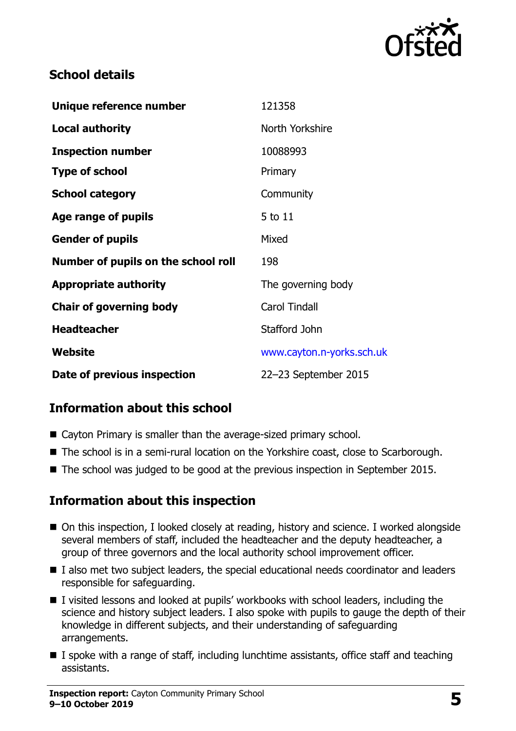## School details

| | |
|---|---|
| **Unique reference number** | 121358 |
| **Local authority** | North Yorkshire |
| **Inspection number** | 10088993 |
| **Type of school** | Primary |
| **School category** | Community |
| **Age range of pupils** | 5 to 11 |
| **Gender of pupils** | Mixed |
| **Number of pupils on the school roll** | 198 |
| **Appropriate authority** | The governing body |
| **Chair of governing body** | Carol Tindall |
| **Headteacher** | Stafford John |
| **Website** | www.cayton.n-yorks.sch.uk |
| **Date of previous inspection** | 22–23 September 2015 |

## Information about this school

- Cayton Primary is smaller than the average-sized primary school.
- The school is in a semi-rural location on the Yorkshire coast, close to Scarborough.
- The school was judged to be good at the previous inspection in September 2015.

## Information about this inspection

- On this inspection, I looked closely at reading, history and science. I worked alongside several members of staff, included the headteacher and the deputy headteacher, a group of three governors and the local authority school improvement officer.
- I also met two subject leaders, the special educational needs coordinator and leaders responsible for safeguarding.
- I visited lessons and looked at pupils' workbooks with school leaders, including the science and history subject leaders. I also spoke with pupils to gauge the depth of their knowledge in different subjects, and their understanding of safeguarding arrangements.
- I spoke with a range of staff, including lunchtime assistants, office staff and teaching assistants.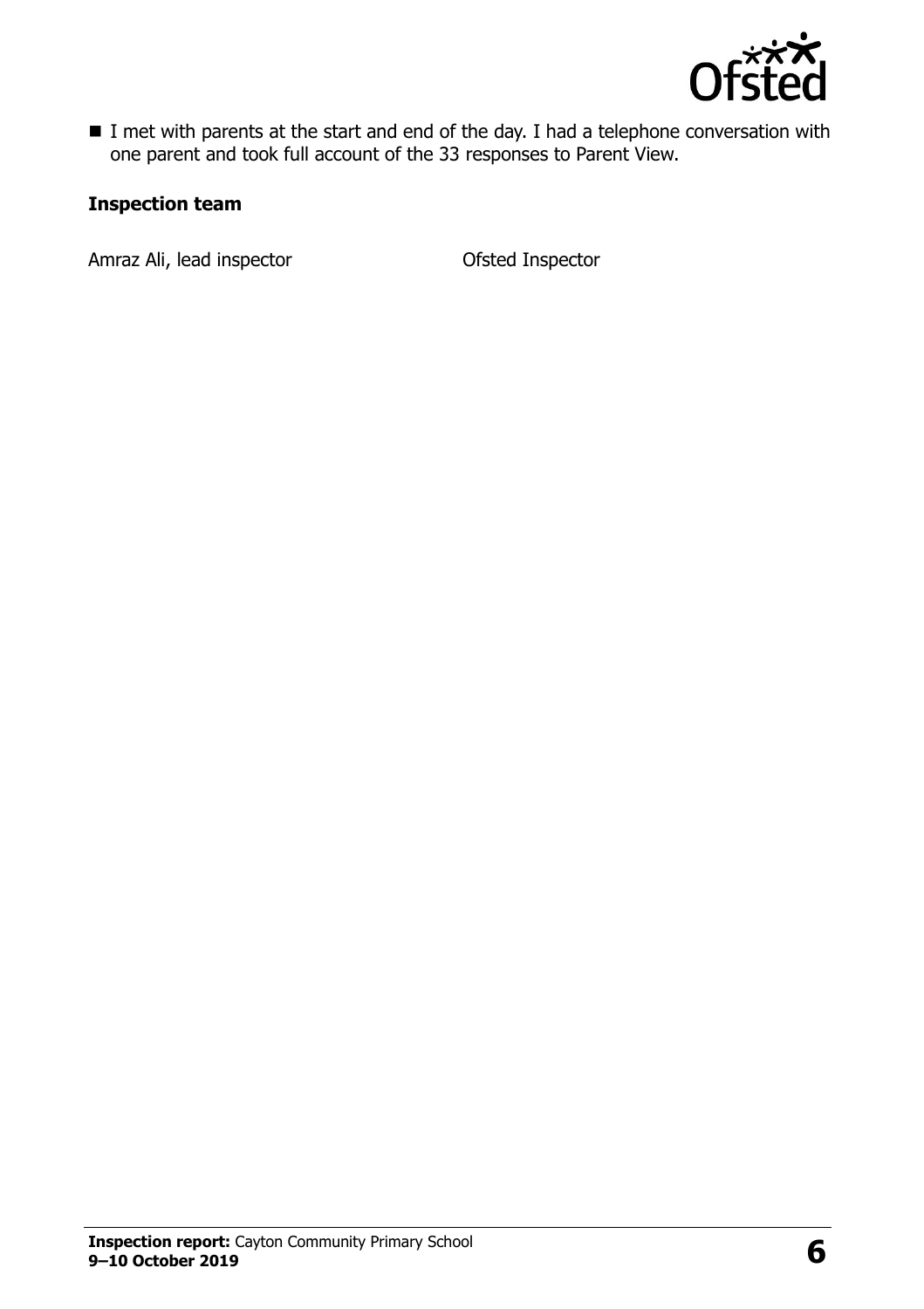- I met with parents at the start and end of the day. I had a telephone conversation with one parent and took full account of the 33 responses to Parent View.

**Inspection team**

| | |
|---|---|
| Amraz Ali, lead inspector | Ofsted Inspector |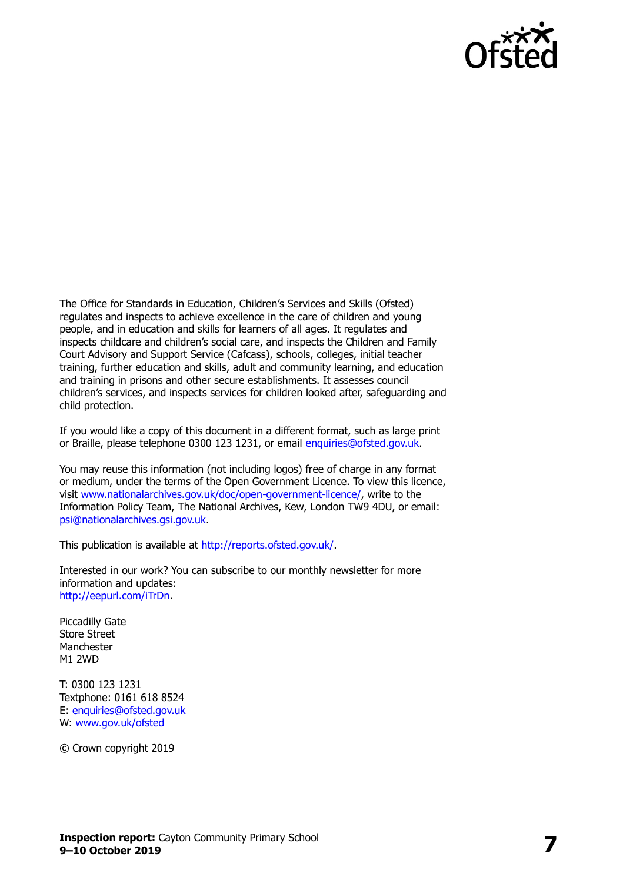The Office for Standards in Education, Children's Services and Skills (Ofsted) regulates and inspects to achieve excellence in the care of children and young people, and in education and skills for learners of all ages. It regulates and inspects childcare and children's social care, and inspects the Children and Family Court Advisory and Support Service (Cafcass), schools, colleges, initial teacher training, further education and skills, adult and community learning, and education and training in prisons and other secure establishments. It assesses council children's services, and inspects services for children looked after, safeguarding and child protection.

If you would like a copy of this document in a different format, such as large print or Braille, please telephone 0300 123 1231, or email enquiries@ofsted.gov.uk.

You may reuse this information (not including logos) free of charge in any format or medium, under the terms of the Open Government Licence. To view this licence, visit www.nationalarchives.gov.uk/doc/open-government-licence/, write to the Information Policy Team, The National Archives, Kew, London TW9 4DU, or email: psi@nationalarchives.gsi.gov.uk.

This publication is available at http://reports.ofsted.gov.uk/.

Interested in our work? You can subscribe to our monthly newsletter for more information and updates:
http://eepurl.com/iTrDn.

Piccadilly Gate
Store Street
Manchester
M1 2WD

T: 0300 123 1231
Textphone: 0161 618 8524
E: enquiries@ofsted.gov.uk
W: www.gov.uk/ofsted

© Crown copyright 2019